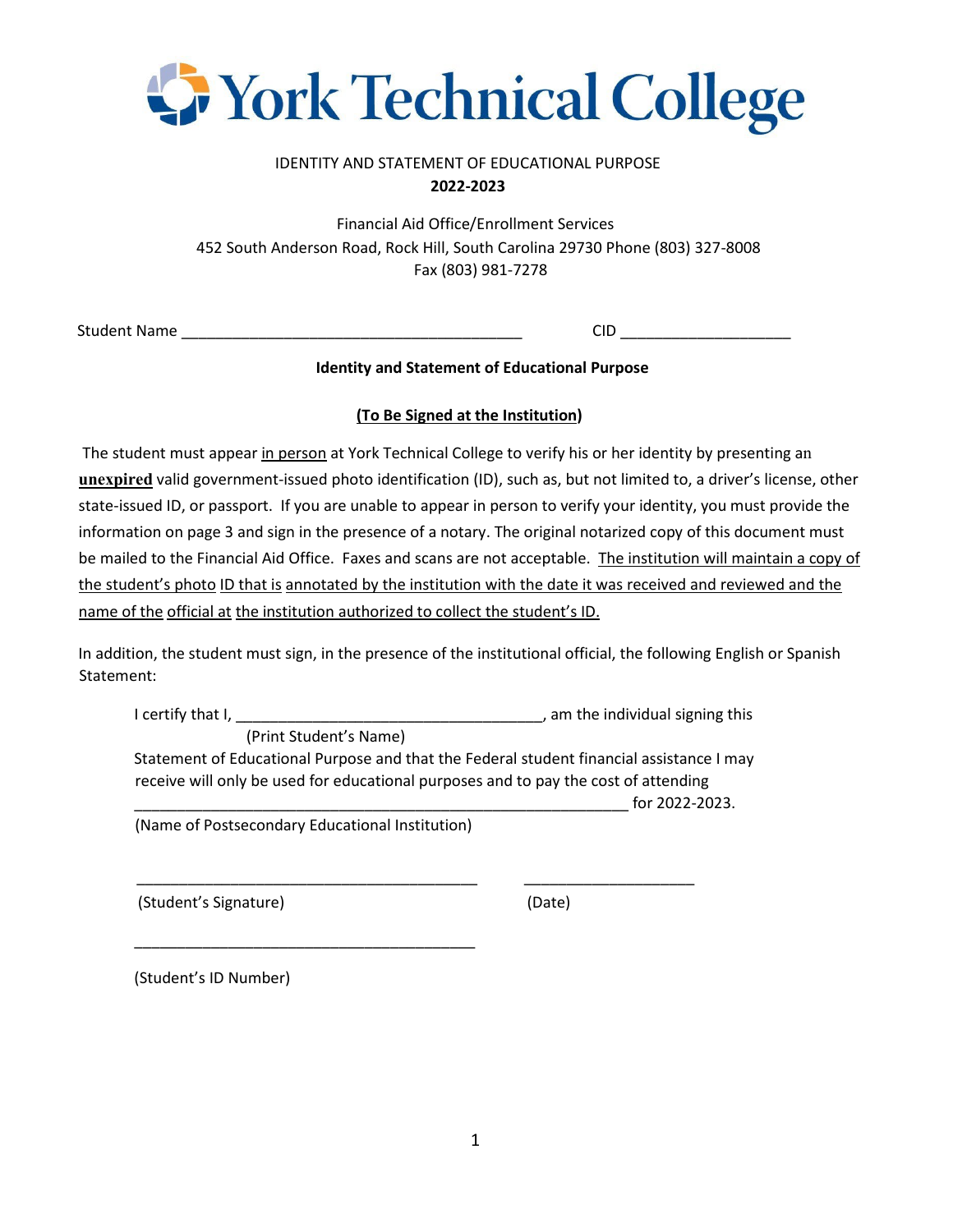# York Technical College

IDENTITY AND STATEMENT OF EDUCATIONAL PURPOSE
**2022-2023**

Financial Aid Office/Enrollment Services
452 South Anderson Road, Rock Hill, South Carolina 29730 Phone (803) 327-8008
Fax (803) 981-7278

Student Name ________________________________________ CID ____________________

**Identity and Statement of Educational Purpose**

**(To Be Signed at the Institution)**

The student must appear in person at York Technical College to verify his or her identity by presenting an **unexpired** valid government-issued photo identification (ID), such as, but not limited to, a driver's license, other state-issued ID, or passport. If you are unable to appear in person to verify your identity, you must provide the information on page 3 and sign in the presence of a notary. The original notarized copy of this document must be mailed to the Financial Aid Office. Faxes and scans are not acceptable. The institution will maintain a copy of the student's photo ID that is annotated by the institution with the date it was received and reviewed and the name of the official at the institution authorized to collect the student's ID.

In addition, the student must sign, in the presence of the institutional official, the following English or Spanish Statement:

I certify that I, ____________________________________, am the individual signing this
(Print Student's Name)
Statement of Educational Purpose and that the Federal student financial assistance I may receive will only be used for educational purposes and to pay the cost of attending
____________________________________________________________ for 2022-2023.
(Name of Postsecondary Educational Institution)

________________________________________ ____________________
(Student's Signature) (Date)

________________________________________
(Student's ID Number)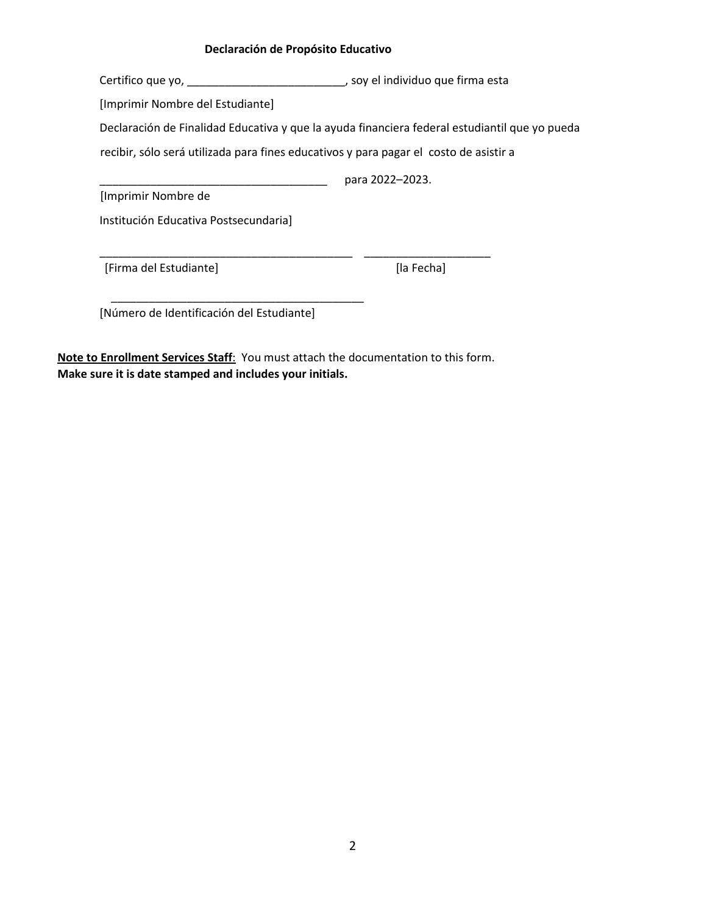**Declaración de Propósito Educativo**

Certifico que yo, _________________________, soy el individuo que firma esta

[Imprimir Nombre del Estudiante]

Declaración de Finalidad Educativa y que la ayuda financiera federal estudiantil que yo pueda recibir, sólo será utilizada para fines educativos y para pagar el costo de asistir a

_____________________________________ para 2022–2023.

[Imprimir Nombre de Institución Educativa Postsecundaria]

_________________________________________ ____________________

[Firma del Estudiante] [la Fecha]

_________________________________________

[Número de Identificación del Estudiante]

**<u>Note to Enrollment Services Staff</u>**: You must attach the documentation to this form.
**Make sure it is date stamped and includes your initials.**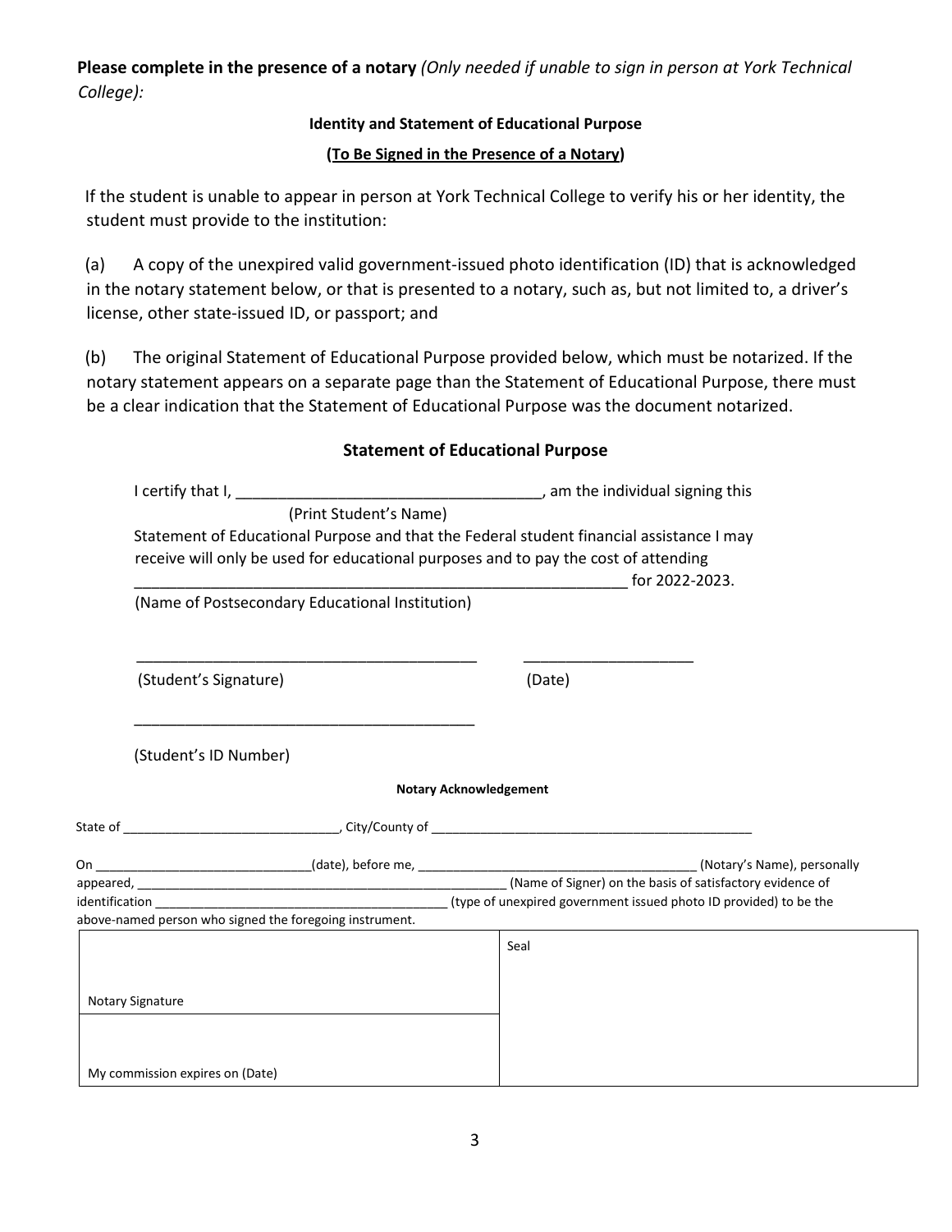**Please complete in the presence of a notary** *(Only needed if unable to sign in person at York Technical College):*

**Identity and Statement of Educational Purpose**

**(<u>To Be Signed in the Presence of a Notary</u>)**

If the student is unable to appear in person at York Technical College to verify his or her identity, the student must provide to the institution:

(a) A copy of the unexpired valid government-issued photo identification (ID) that is acknowledged in the notary statement below, or that is presented to a notary, such as, but not limited to, a driver's license, other state-issued ID, or passport; and

(b) The original Statement of Educational Purpose provided below, which must be notarized. If the notary statement appears on a separate page than the Statement of Educational Purpose, there must be a clear indication that the Statement of Educational Purpose was the document notarized.

**Statement of Educational Purpose**

I certify that I, ____________________________________, am the individual signing this
(Print Student's Name)
Statement of Educational Purpose and that the Federal student financial assistance I may receive will only be used for educational purposes and to pay the cost of attending
___________________________________________________________ for 2022-2023.
(Name of Postsecondary Educational Institution)

_________________________________________ ____________________
(Student's Signature) (Date)

_________________________________________
(Student's ID Number)

**Notary Acknowledgement**

State of ______________________________, City/County of _____________________________________________

On ______________________________(date), before me, _______________________________________ (Notary's Name), personally appeared, ______________________________________________________ (Name of Signer) on the basis of satisfactory evidence of identification ____________________________________________ (type of unexpired government issued photo ID provided) to be the above-named person who signed the foregoing instrument.

| | |
|---|---|
| Notary Signature | Seal |
| My commission expires on (Date) | |